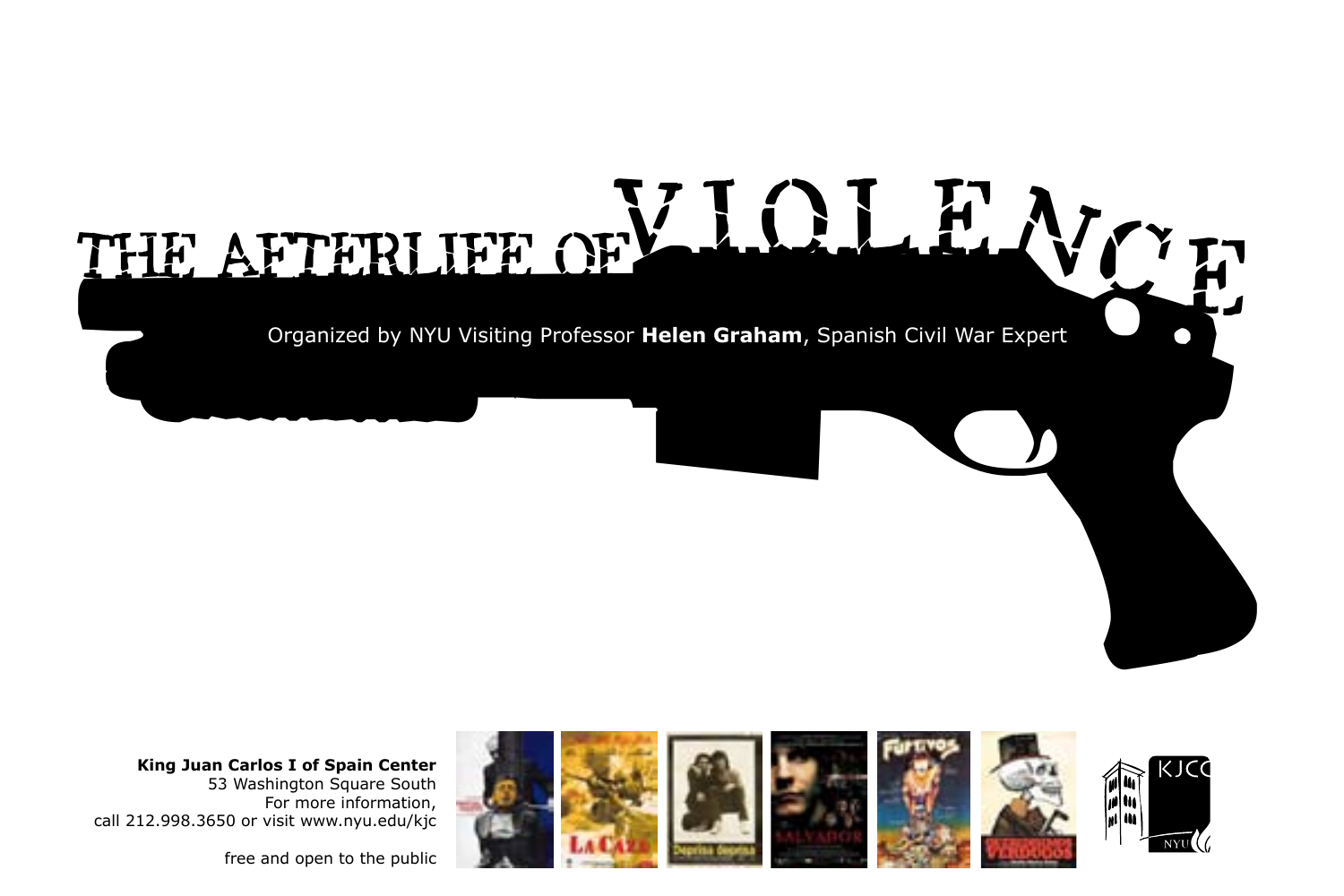# THE AFTERLIFE OF VIOLENCE

Organized by NYU Visiting Professor **Helen Graham**, Spanish Civil War Expert

**King Juan Carlos I of Spain Center**
53 Washington Square South
For more information,
call 212.998.3650 or visit www.nyu.edu/kjc

free and open to the public

KJCC
NYU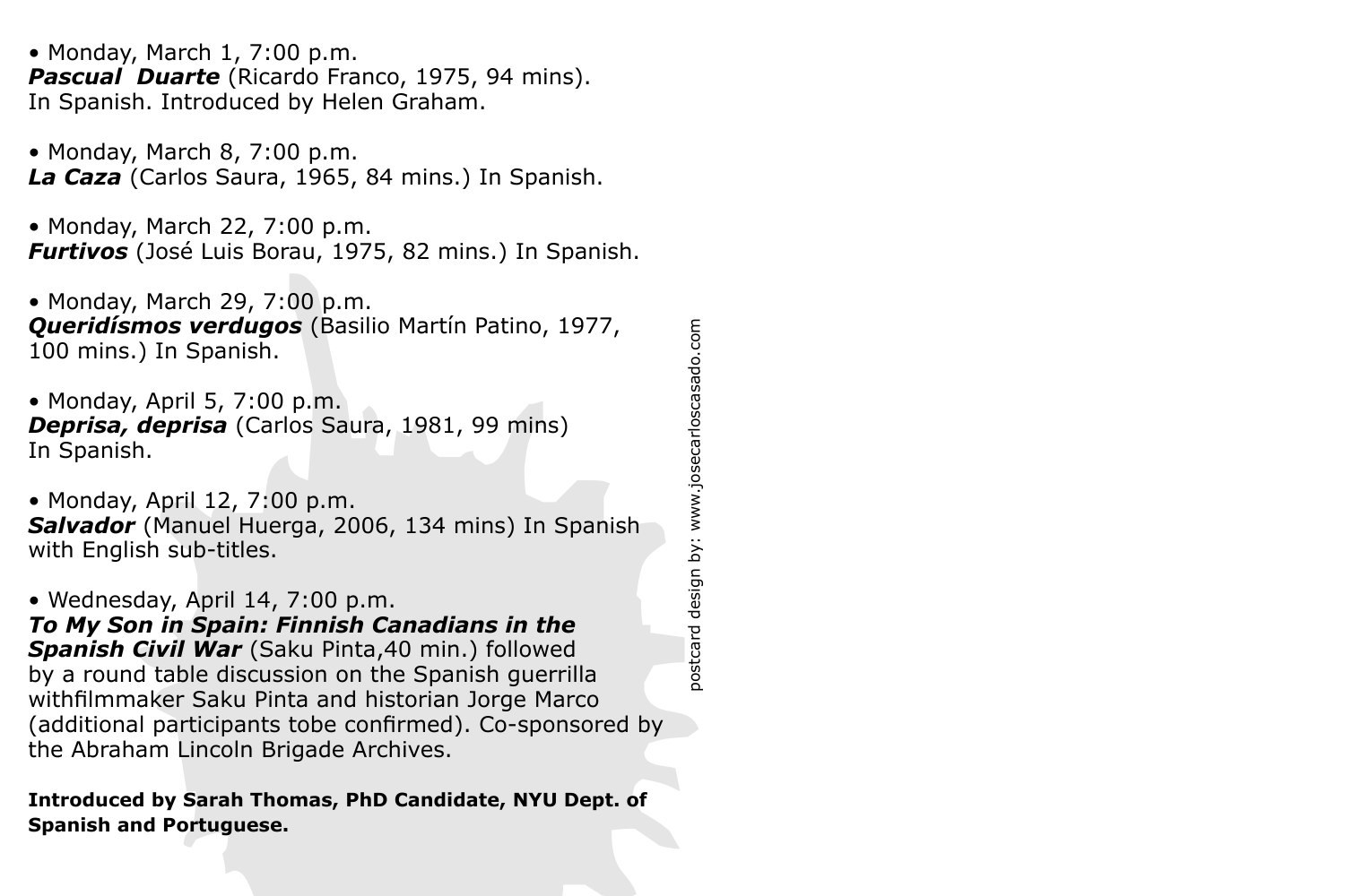• Monday, March 1, 7:00 p.m.
***Pascual Duarte*** (Ricardo Franco, 1975, 94 mins).
In Spanish. Introduced by Helen Graham.

• Monday, March 8, 7:00 p.m.
***La Caza*** (Carlos Saura, 1965, 84 mins.) In Spanish.

• Monday, March 22, 7:00 p.m.
***Furtivos*** (José Luis Borau, 1975, 82 mins.) In Spanish.

• Monday, March 29, 7:00 p.m.
***Queridísmos verdugos*** (Basilio Martín Patino, 1977, 100 mins.) In Spanish.

• Monday, April 5, 7:00 p.m.
***Deprisa, deprisa*** (Carlos Saura, 1981, 99 mins)
In Spanish.

• Monday, April 12, 7:00 p.m.
***Salvador*** (Manuel Huerga, 2006, 134 mins) In Spanish with English sub-titles.

• Wednesday, April 14, 7:00 p.m.
***To My Son in Spain: Finnish Canadians in the Spanish Civil War*** (Saku Pinta,40 min.) followed by a round table discussion on the Spanish guerrilla withfilmmaker Saku Pinta and historian Jorge Marco (additional participants tobe confirmed). Co-sponsored by the Abraham Lincoln Brigade Archives.

**Introduced by Sarah Thomas, PhD Candidate, NYU Dept. of Spanish and Portuguese.**

postcard design by: www.josecarloscasado.com